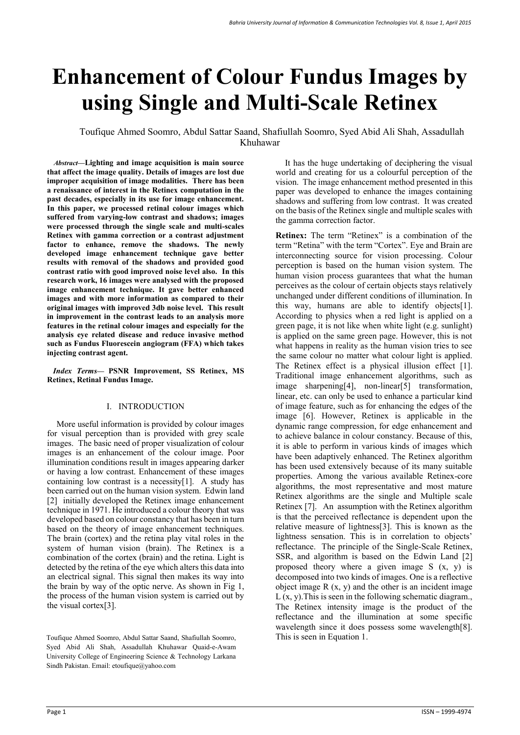# Enhancement of Colour Fundus Images by using Single and Multi-Scale Retinex

Toufique Ahmed Soomro, Abdul Sattar Saand, Shafiullah Soomro, Syed Abid Ali Shah, Assadullah Khuhawar

***Abstract*—Lighting and image acquisition is main source that affect the image quality. Details of images are lost due improper acquisition of image modalities. There has been a renaissance of interest in the Retinex computation in the past decades, especially in its use for image enhancement. In this paper, we processed retinal colour images which suffered from varying-low contrast and shadows; images were processed through the single scale and multi-scales Retinex with gamma correction or a contrast adjustment factor to enhance, remove the shadows. The newly developed image enhancement technique gave better results with removal of the shadows and provided good contrast ratio with good improved noise level also. In this research work, 16 images were analysed with the proposed image enhancement technique. It gave better enhanced images and with more information as compared to their original images with improved 3db noise level. This result in improvement in the contrast leads to an analysis more features in the retinal colour images and especially for the analysis eye related disease and reduce invasive method such as Fundus Fluorescein angiogram (FFA) which takes injecting contrast agent.**

***Index Terms*— PSNR Improvement, SS Retinex, MS Retinex, Retinal Fundus Image.**

## I. INTRODUCTION

More useful information is provided by colour images for visual perception than is provided with grey scale images. The basic need of proper visualization of colour images is an enhancement of the colour image. Poor illumination conditions result in images appearing darker or having a low contrast. Enhancement of these images containing low contrast is a necessity[1]. A study has been carried out on the human vision system. Edwin land [2] initially developed the Retinex image enhancement technique in 1971. He introduced a colour theory that was developed based on colour constancy that has been in turn based on the theory of image enhancement techniques. The brain (cortex) and the retina play vital roles in the system of human vision (brain). The Retinex is a combination of the cortex (brain) and the retina. Light is detected by the retina of the eye which alters this data into an electrical signal. This signal then makes its way into the brain by way of the optic nerve. As shown in Fig 1, the process of the human vision system is carried out by the visual cortex[3].

Toufique Ahmed Soomro, Abdul Sattar Saand, Shafiullah Soomro, Syed Abid Ali Shah, Assadullah Khuhawar Quaid-e-Awam University College of Engineering Science & Technology Larkana Sindh Pakistan. Email: etoufique@yahoo.com

It has the huge undertaking of deciphering the visual world and creating for us a colourful perception of the vision. The image enhancement method presented in this paper was developed to enhance the images containing shadows and suffering from low contrast. It was created on the basis of the Retinex single and multiple scales with the gamma correction factor.

**Retinex:** The term "Retinex" is a combination of the term "Retina" with the term "Cortex". Eye and Brain are interconnecting source for vision processing. Colour perception is based on the human vision system. The human vision process guarantees that what the human perceives as the colour of certain objects stays relatively unchanged under different conditions of illumination. In this way, humans are able to identify objects[1]. According to physics when a red light is applied on a green page, it is not like when white light (e.g. sunlight) is applied on the same green page. However, this is not what happens in reality as the human vision tries to see the same colour no matter what colour light is applied. The Retinex effect is a physical illusion effect [1]. Traditional image enhancement algorithms, such as image sharpening[4], non-linear[5] transformation, linear, etc. can only be used to enhance a particular kind of image feature, such as for enhancing the edges of the image [6]. However, Retinex is applicable in the dynamic range compression, for edge enhancement and to achieve balance in colour constancy. Because of this, it is able to perform in various kinds of images which have been adaptively enhanced. The Retinex algorithm has been used extensively because of its many suitable properties. Among the various available Retinex-core algorithms, the most representative and most mature Retinex algorithms are the single and Multiple scale Retinex [7]. An assumption with the Retinex algorithm is that the perceived reflectance is dependent upon the relative measure of lightness[3]. This is known as the lightness sensation. This is in correlation to objects' reflectance. The principle of the Single-Scale Retinex, SSR, and algorithm is based on the Edwin Land [2] proposed theory where a given image S (x, y) is decomposed into two kinds of images. One is a reflective object image R (x, y) and the other is an incident image L (x, y).This is seen in the following schematic diagram., The Retinex intensity image is the product of the reflectance and the illumination at some specific wavelength since it does possess some wavelength[8]. This is seen in Equation 1.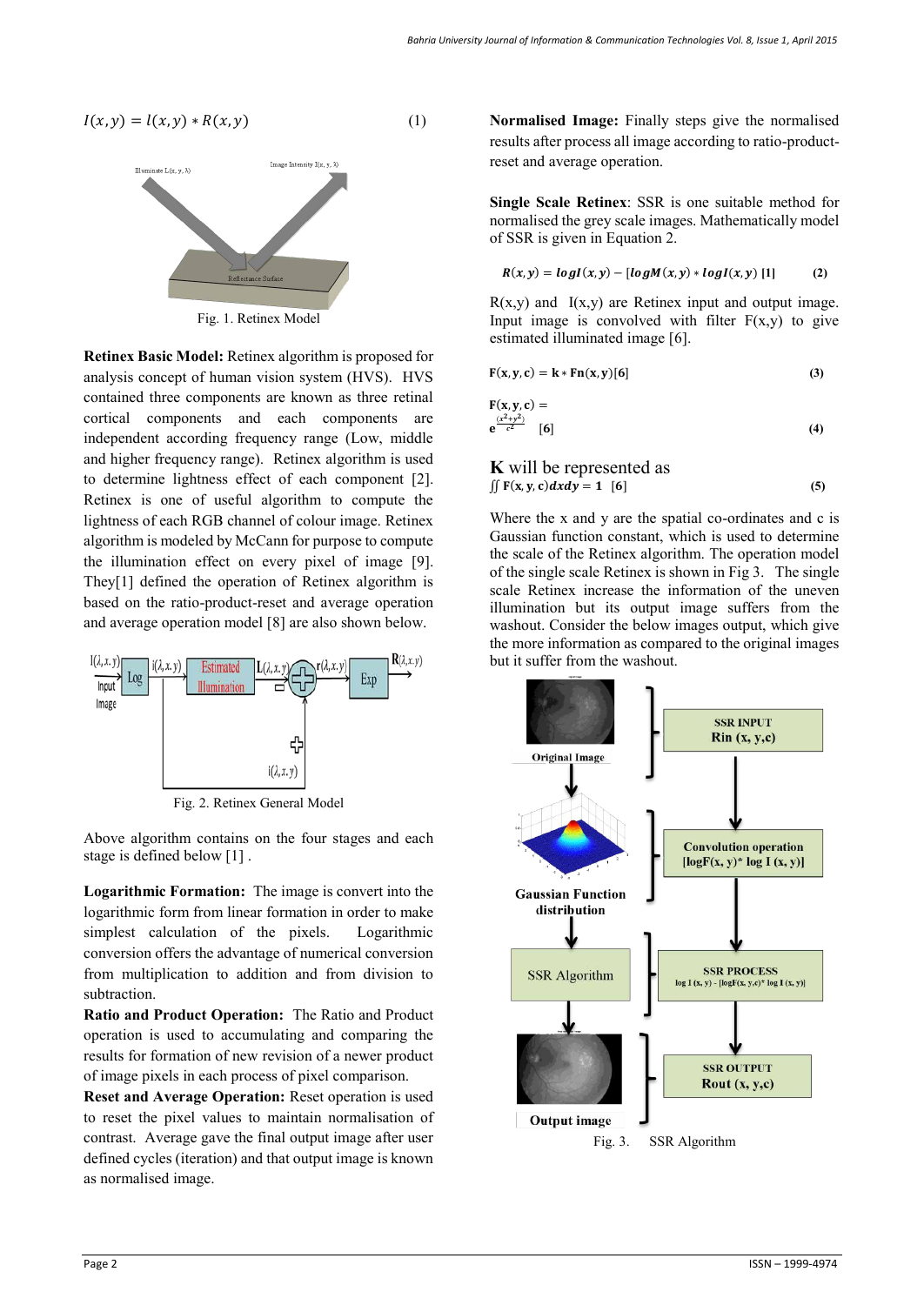$$I(x,y) = l(x,y) * R(x,y) \quad (1)$$

Fig. 1. Retinex Model

**Retinex Basic Model:** Retinex algorithm is proposed for analysis concept of human vision system (HVS). HVS contained three components are known as three retinal cortical components and each components are independent according frequency range (Low, middle and higher frequency range). Retinex algorithm is used to determine lightness effect of each component [2]. Retinex is one of useful algorithm to compute the lightness of each RGB channel of colour image. Retinex algorithm is modeled by McCann for purpose to compute the illumination effect on every pixel of image [9]. They[1] defined the operation of Retinex algorithm is based on the ratio-product-reset and average operation and average operation model [8] are also shown below.

Fig. 2. Retinex General Model

Above algorithm contains on the four stages and each stage is defined below [1] .

**Logarithmic Formation:** The image is convert into the logarithmic form from linear formation in order to make simplest calculation of the pixels. Logarithmic conversion offers the advantage of numerical conversion from multiplication to addition and from division to subtraction.

**Ratio and Product Operation:** The Ratio and Product operation is used to accumulating and comparing the results for formation of new revision of a newer product of image pixels in each process of pixel comparison.

**Reset and Average Operation:** Reset operation is used to reset the pixel values to maintain normalisation of contrast. Average gave the final output image after user defined cycles (iteration) and that output image is known as normalised image.

**Normalised Image:** Finally steps give the normalised results after process all image according to ratio-product-reset and average operation.

**Single Scale Retinex**: SSR is one suitable method for normalised the grey scale images. Mathematically model of SSR is given in Equation 2.

$$R(x,y) = log I(x,y) - [log M(x,y) * log I(x,y)\ [1] \quad (2)$$

R(x,y) and I(x,y) are Retinex input and output image. Input image is convolved with filter F(x,y) to give estimated illuminated image [6].

$$F(x,y,c) = k * Fn(x,y)[6] \quad (3)$$

$$F(x,y,c) = e^{\frac{(x^2+y^2)}{c^2}} \quad [6] \quad (4)$$

**K** will be represented as

$$\iint F(x,y,c)dxdy = 1 \quad [6] \quad (5)$$

Where the x and y are the spatial co-ordinates and c is Gaussian function constant, which is used to determine the scale of the Retinex algorithm. The operation model of the single scale Retinex is shown in Fig 3. The single scale Retinex increase the information of the uneven illumination but its output image suffers from the washout. Consider the below images output, which give the more information as compared to the original images but it suffer from the washout.

Fig. 3. SSR Algorithm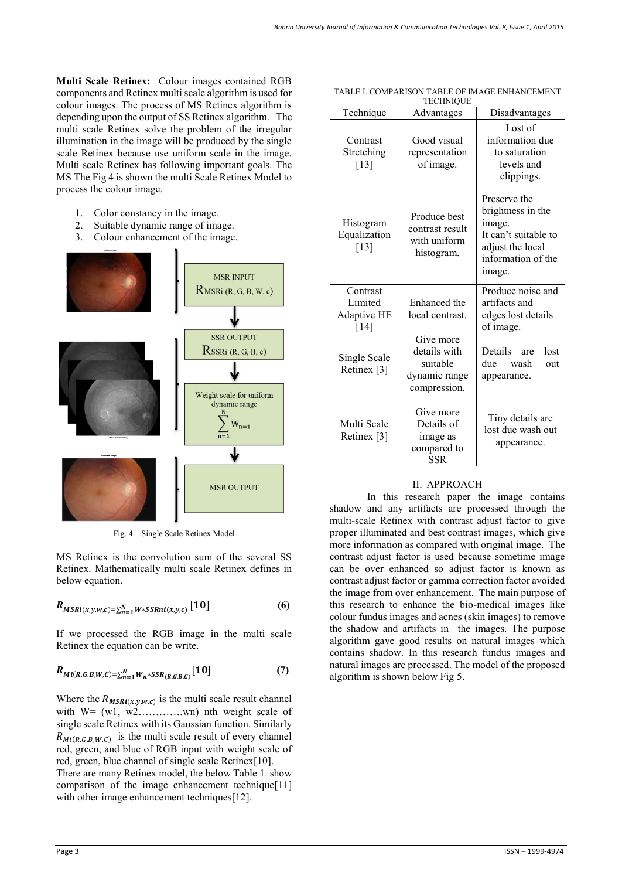**Multi Scale Retinex:** Colour images contained RGB components and Retinex multi scale algorithm is used for colour images. The process of MS Retinex algorithm is depending upon the output of SS Retinex algorithm. The multi scale Retinex solve the problem of the irregular illumination in the image will be produced by the single scale Retinex because use uniform scale in the image. Multi scale Retinex has following important goals. The MS The Fig 4 is shown the multi Scale Retinex Model to process the colour image.

1. Color constancy in the image.
2. Suitable dynamic range of image.
3. Colour enhancement of the image.

MSR INPUT
$R_{MSRi}$ (R, G, B, W, c)

SSR OUTPUT
$R_{SSRi}$ (R, G, B, c)

Weight scale for uniform dynamic range
$\sum_{n=1}^{N} W_{n=1}$

MSR OUTPUT

Fig. 4. Single Scale Retinex Model

MS Retinex is the convolution sum of the several SS Retinex. Mathematically multi scale Retinex defines in below equation.

$$R_{MSRi(x,y,w,c)}=\sum_{n=1}^{N} W * SSRni_{(x,y,c)} \text{ [10]} \qquad (6)$$

If we processed the RGB image in the multi scale Retinex the equation can be write.

$$R_{Mi(R,G,B,W,C)}=\sum_{n=1}^{N} W_n * SSR_{(R,G,B,C)} \text{ [10]} \qquad (7)$$

Where the $R_{MSRi(x,y,w,c)}$ is the multi scale result channel with W= (w1, w2………….wn) nth weight scale of single scale Retinex with its Gaussian function. Similarly $R_{Mi(R,G,B,W,C)}$ is the multi scale result of every channel red, green, and blue of RGB input with weight scale of red, green, blue channel of single scale Retinex[10].
There are many Retinex model, the below Table 1. show comparison of the image enhancement technique[11] with other image enhancement techniques[12].

TABLE I. COMPARISON TABLE OF IMAGE ENHANCEMENT TECHNIQUE

| Technique | Advantages | Disadvantages |
|---|---|---|
| Contrast Stretching [13] | Good visual representation of image. | Lost of information due to saturation levels and clippings. |
| Histogram Equalization [13] | Produce best contrast result with uniform histogram. | Preserve the brightness in the image. It can't suitable to adjust the local information of the image. |
| Contrast Limited Adaptive HE [14] | Enhanced the local contrast. | Produce noise and artifacts and edges lost details of image. |
| Single Scale Retinex [3] | Give more details with suitable dynamic range compression. | Details are lost due wash out appearance. |
| Multi Scale Retinex [3] | Give more Details of image as compared to SSR | Tiny details are lost due wash out appearance. |

## II. APPROACH

In this research paper the image contains shadow and any artifacts are processed through the multi-scale Retinex with contrast adjust factor to give proper illuminated and best contrast images, which give more information as compared with original image. The contrast adjust factor is used because sometime image can be over enhanced so adjust factor is known as contrast adjust factor or gamma correction factor avoided the image from over enhancement. The main purpose of this research to enhance the bio-medical images like colour fundus images and acnes (skin images) to remove the shadow and artifacts in the images. The purpose algorithm gave good results on natural images which contains shadow. In this research fundus images and natural images are processed. The model of the proposed algorithm is shown below Fig 5.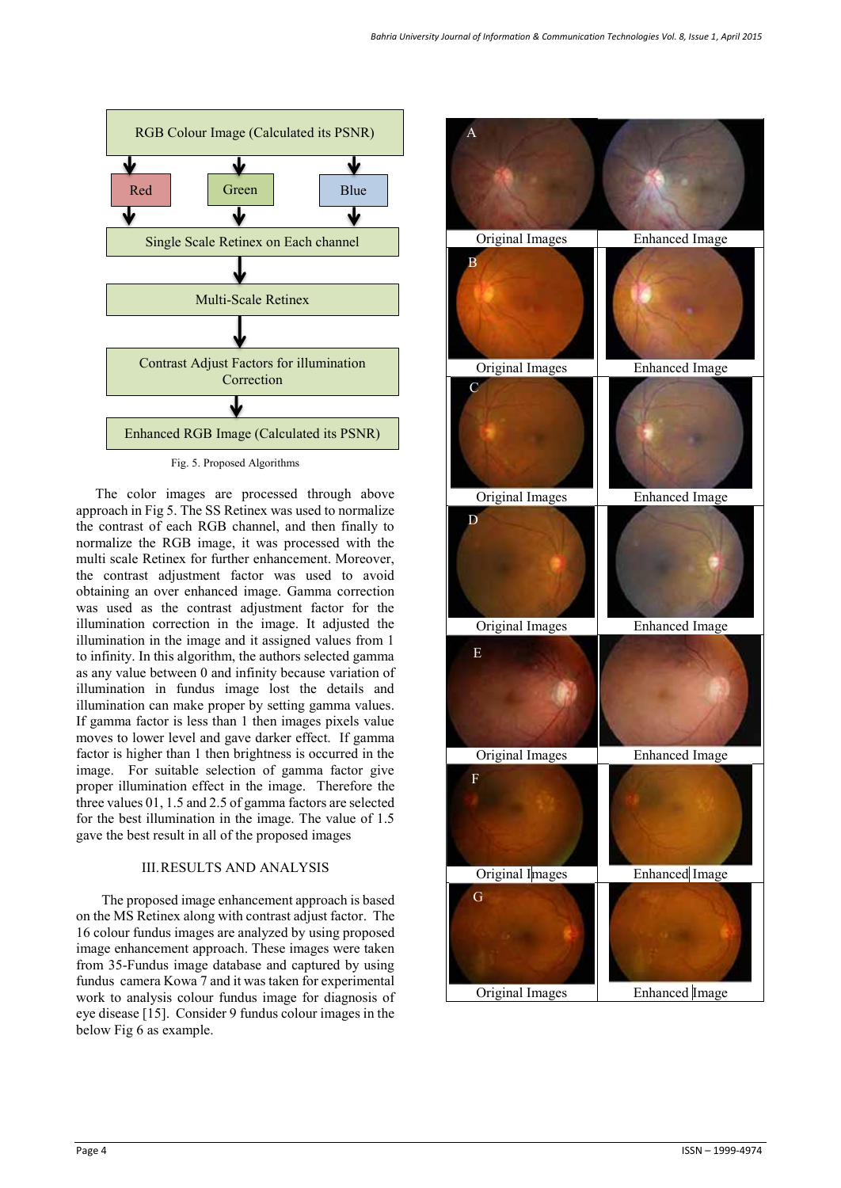RGB Colour Image (Calculated its PSNR)

Red | Green | Blue

Single Scale Retinex on Each channel

Multi-Scale Retinex

Contrast Adjust Factors for illumination Correction

Enhanced RGB Image (Calculated its PSNR)

Fig. 5. Proposed Algorithms

The color images are processed through above approach in Fig 5. The SS Retinex was used to normalize the contrast of each RGB channel, and then finally to normalize the RGB image, it was processed with the multi scale Retinex for further enhancement. Moreover, the contrast adjustment factor was used to avoid obtaining an over enhanced image. Gamma correction was used as the contrast adjustment factor for the illumination correction in the image. It adjusted the illumination in the image and it assigned values from 1 to infinity. In this algorithm, the authors selected gamma as any value between 0 and infinity because variation of illumination in fundus image lost the details and illumination can make proper by setting gamma values. If gamma factor is less than 1 then images pixels value moves to lower level and gave darker effect. If gamma factor is higher than 1 then brightness is occurred in the image. For suitable selection of gamma factor give proper illumination effect in the image. Therefore the three values 01, 1.5 and 2.5 of gamma factors are selected for the best illumination in the image. The value of 1.5 gave the best result in all of the proposed images

## III. RESULTS AND ANALYSIS

The proposed image enhancement approach is based on the MS Retinex along with contrast adjust factor. The 16 colour fundus images are analyzed by using proposed image enhancement approach. These images were taken from 35-Fundus image database and captured by using fundus camera Kowa 7 and it was taken for experimental work to analysis colour fundus image for diagnosis of eye disease [15]. Consider 9 fundus colour images in the below Fig 6 as example.

| | Original Images | Enhanced Image |
|---|---|---|
| A | Original Images | Enhanced Image |
| B | Original Images | Enhanced Image |
| C | Original Images | Enhanced Image |
| D | Original Images | Enhanced Image |
| E | Original Images | Enhanced Image |
| F | Original Images | Enhanced Image |
| G | Original Images | Enhanced Image |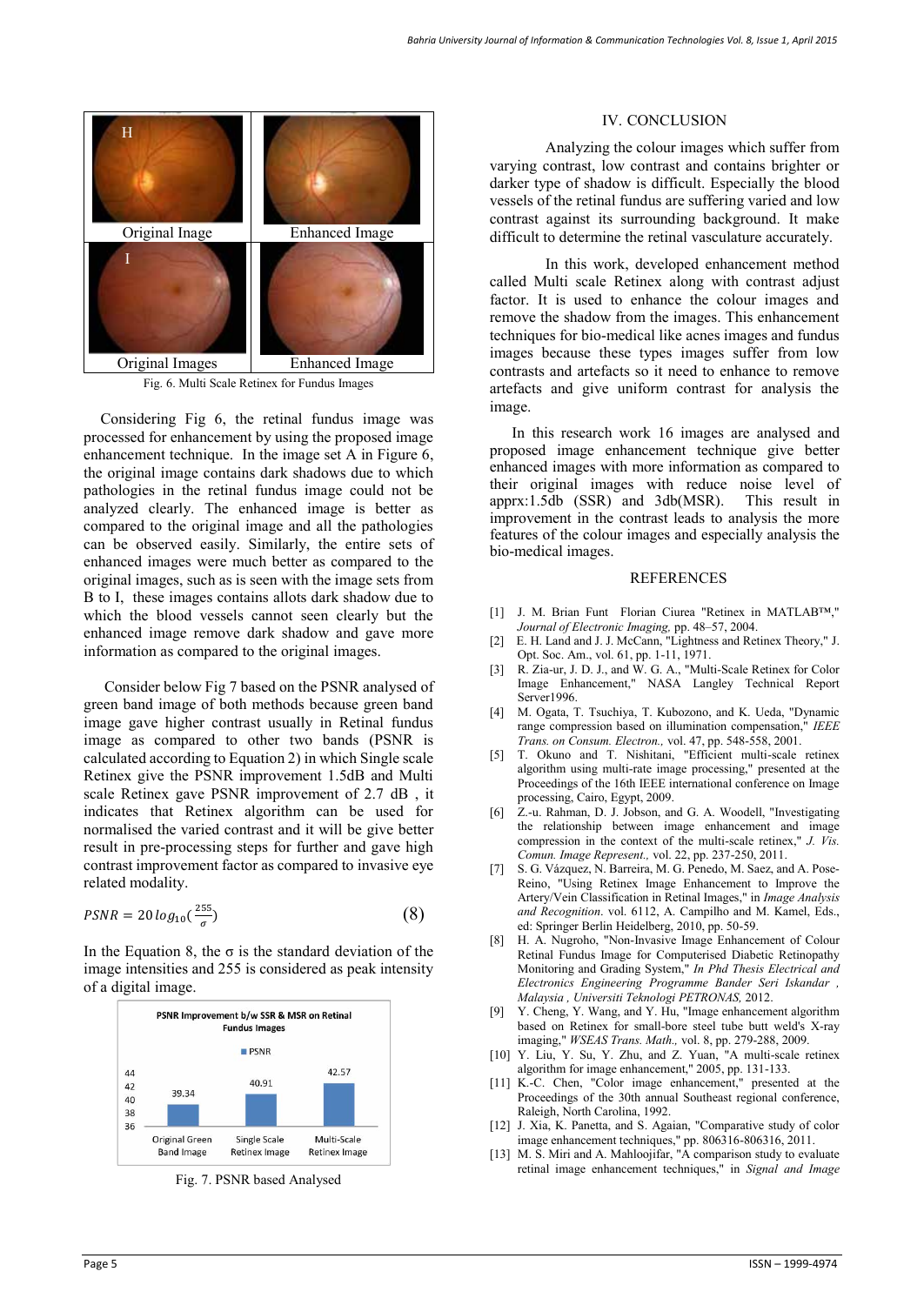| H Original Inage | Enhanced Image |
| --- | --- |
| I Original Images | Enhanced Image |

Fig. 6. Multi Scale Retinex for Fundus Images

Considering Fig 6, the retinal fundus image was processed for enhancement by using the proposed image enhancement technique. In the image set A in Figure 6, the original image contains dark shadows due to which pathologies in the retinal fundus image could not be analyzed clearly. The enhanced image is better as compared to the original image and all the pathologies can be observed easily. Similarly, the entire sets of enhanced images were much better as compared to the original images, such as is seen with the image sets from B to I, these images contains allots dark shadow due to which the blood vessels cannot seen clearly but the enhanced image remove dark shadow and gave more information as compared to the original images.

Consider below Fig 7 based on the PSNR analysed of green band image of both methods because green band image gave higher contrast usually in Retinal fundus image as compared to other two bands (PSNR is calculated according to Equation 2) in which Single scale Retinex give the PSNR improvement 1.5dB and Multi scale Retinex gave PSNR improvement of 2.7 dB , it indicates that Retinex algorithm can be used for normalised the varied contrast and it will be give better result in pre-processing steps for further and gave high contrast improvement factor as compared to invasive eye related modality.

$$PSNR = 20\,log_{10}\left(\frac{255}{\sigma}\right) \tag{8}$$

In the Equation 8, the σ is the standard deviation of the image intensities and 255 is considered as peak intensity of a digital image.

PSNR Improvement b/w SSR & MSR on Retinal Fundus Images

| | PSNR |
| --- | --- |
| Original Green Band Image | 39.34 |
| Single Scale Retinex Image | 40.91 |
| Multi-Scale Retinex Image | 42.57 |

Fig. 7. PSNR based Analysed

## IV. CONCLUSION

Analyzing the colour images which suffer from varying contrast, low contrast and contains brighter or darker type of shadow is difficult. Especially the blood vessels of the retinal fundus are suffering varied and low contrast against its surrounding background. It make difficult to determine the retinal vasculature accurately.

In this work, developed enhancement method called Multi scale Retinex along with contrast adjust factor. It is used to enhance the colour images and remove the shadow from the images. This enhancement techniques for bio-medical like acnes images and fundus images because these types images suffer from low contrasts and artefacts so it need to enhance to remove artefacts and give uniform contrast for analysis the image.

In this research work 16 images are analysed and proposed image enhancement technique give better enhanced images with more information as compared to their original images with reduce noise level of apprx:1.5db (SSR) and 3db(MSR). This result in improvement in the contrast leads to analysis the more features of the colour images and especially analysis the bio-medical images.

## REFERENCES

[1] J. M. Brian Funt Florian Ciurea "Retinex in MATLAB™," *Journal of Electronic Imaging,* pp. 48–57, 2004.

[2] E. H. Land and J. J. McCann, "Lightness and Retinex Theory," J. Opt. Soc. Am., vol. 61, pp. 1-11, 1971.

[3] R. Zia-ur, J. D. J., and W. G. A., "Multi-Scale Retinex for Color Image Enhancement," NASA Langley Technical Report Server1996.

[4] M. Ogata, T. Tsuchiya, T. Kubozono, and K. Ueda, "Dynamic range compression based on illumination compensation," *IEEE Trans. on Consum. Electron.,* vol. 47, pp. 548-558, 2001.

[5] T. Okuno and T. Nishitani, "Efficient multi-scale retinex algorithm using multi-rate image processing," presented at the Proceedings of the 16th IEEE international conference on Image processing, Cairo, Egypt, 2009.

[6] Z.-u. Rahman, D. J. Jobson, and G. A. Woodell, "Investigating the relationship between image enhancement and image compression in the context of the multi-scale retinex," *J. Vis. Comun. Image Represent.,* vol. 22, pp. 237-250, 2011.

[7] S. G. Vázquez, N. Barreira, M. G. Penedo, M. Saez, and A. Pose-Reino, "Using Retinex Image Enhancement to Improve the Artery/Vein Classification in Retinal Images," in *Image Analysis and Recognition*. vol. 6112, A. Campilho and M. Kamel, Eds., ed: Springer Berlin Heidelberg, 2010, pp. 50-59.

[8] H. A. Nugroho, "Non-Invasive Image Enhancement of Colour Retinal Fundus Image for Computerised Diabetic Retinopathy Monitoring and Grading System," *In Phd Thesis Electrical and Electronics Engineering Programme Bander Seri Iskandar , Malaysia , Universiti Teknologi PETRONAS,* 2012.

[9] Y. Cheng, Y. Wang, and Y. Hu, "Image enhancement algorithm based on Retinex for small-bore steel tube butt weld's X-ray imaging," *WSEAS Trans. Math.,* vol. 8, pp. 279-288, 2009.

[10] Y. Liu, Y. Su, Y. Zhu, and Z. Yuan, "A multi-scale retinex algorithm for image enhancement," 2005, pp. 131-133.

[11] K.-C. Chen, "Color image enhancement," presented at the Proceedings of the 30th annual Southeast regional conference, Raleigh, North Carolina, 1992.

[12] J. Xia, K. Panetta, and S. Agaian, "Comparative study of color image enhancement techniques," pp. 806316-806316, 2011.

[13] M. S. Miri and A. Mahloojifar, "A comparison study to evaluate retinal image enhancement techniques," in *Signal and Image*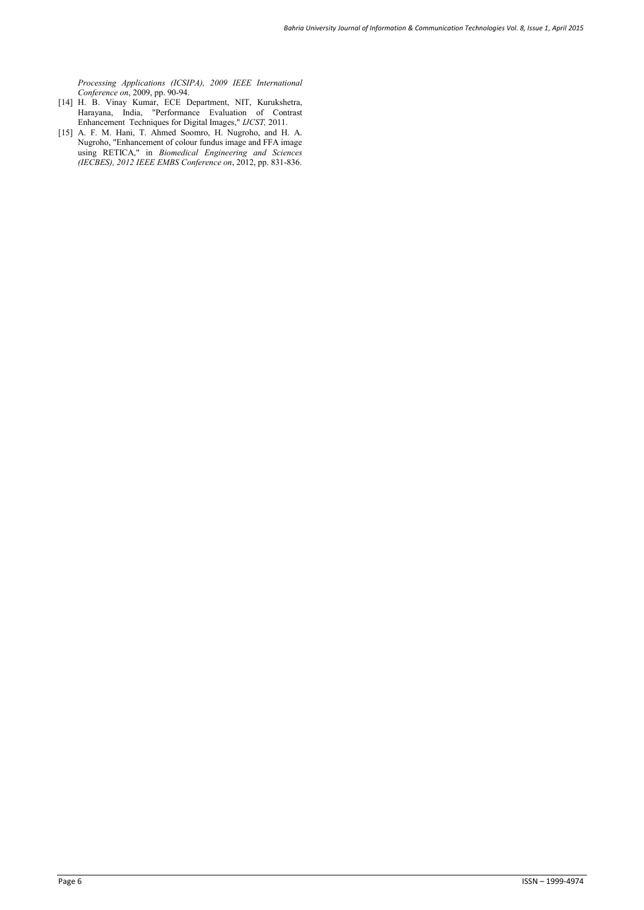*Processing Applications (ICSIPA), 2009 IEEE International Conference on*, 2009, pp. 90-94.

[14] H. B. Vinay Kumar, ECE Department, NIT, Kurukshetra, Harayana, India, "Performance Evaluation of Contrast Enhancement Techniques for Digital Images," *IJCST,* 2011.

[15] A. F. M. Hani, T. Ahmed Soomro, H. Nugroho, and H. A. Nugroho, "Enhancement of colour fundus image and FFA image using RETICA," in *Biomedical Engineering and Sciences (IECBES), 2012 IEEE EMBS Conference on*, 2012, pp. 831-836.